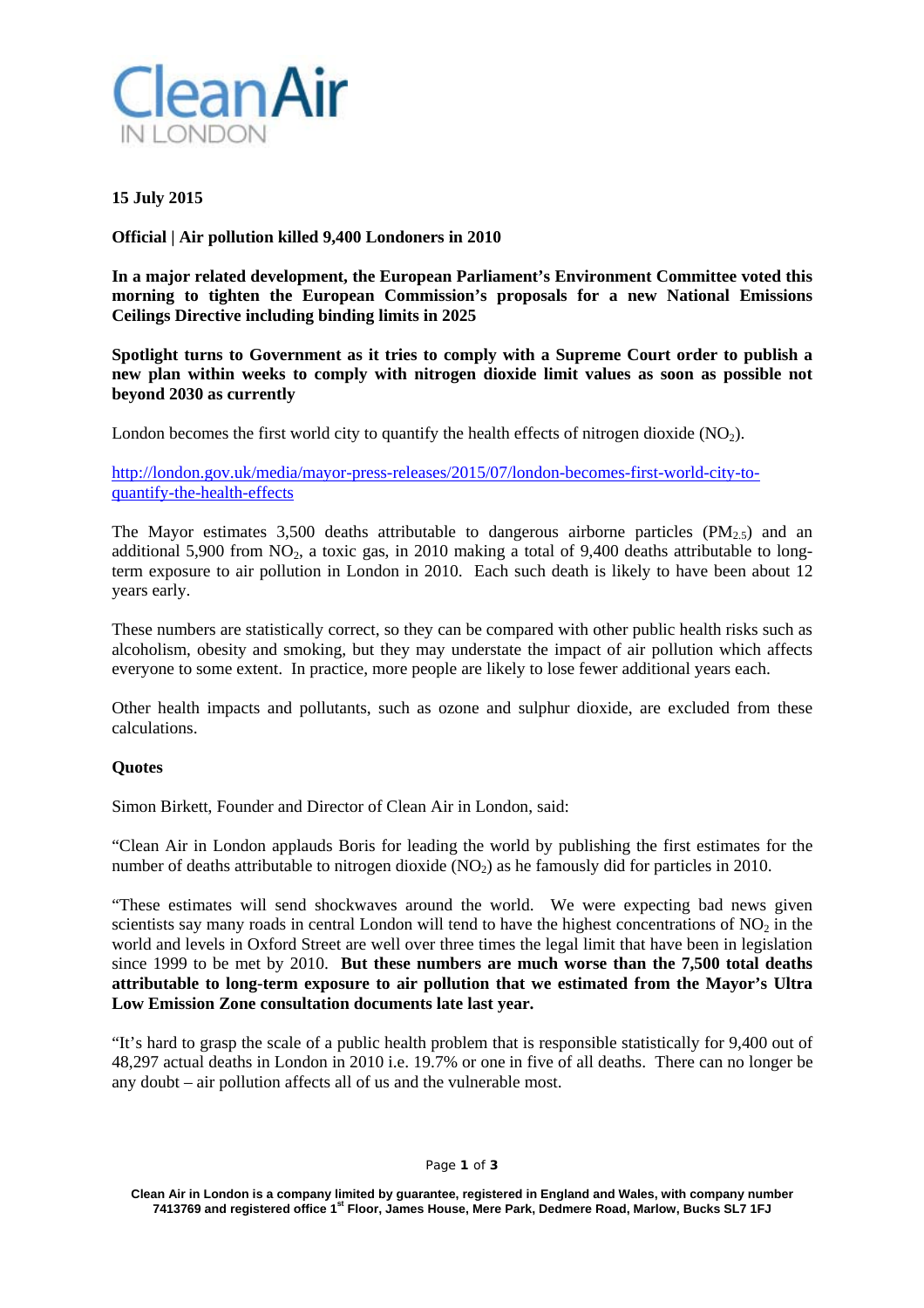Clean Air IN LONDON

**15 July 2015**

**Official | Air pollution killed 9,400 Londoners in 2010**

**In a major related development, the European Parliament's Environment Committee voted this morning to tighten the European Commission's proposals for a new National Emissions Ceilings Directive including binding limits in 2025**

**Spotlight turns to Government as it tries to comply with a Supreme Court order to publish a new plan within weeks to comply with nitrogen dioxide limit values as soon as possible not beyond 2030 as currently**

London becomes the first world city to quantify the health effects of nitrogen dioxide ($NO_2$).

[http://london.gov.uk/media/mayor-press-releases/2015/07/london-becomes-first-world-city-to-quantify-the-health-effects](http://london.gov.uk/media/mayor-press-releases/2015/07/london-becomes-first-world-city-to-quantify-the-health-effects)

The Mayor estimates 3,500 deaths attributable to dangerous airborne particles ($PM_{2.5}$) and an additional 5,900 from $NO_2$, a toxic gas, in 2010 making a total of 9,400 deaths attributable to long-term exposure to air pollution in London in 2010. Each such death is likely to have been about 12 years early.

These numbers are statistically correct, so they can be compared with other public health risks such as alcoholism, obesity and smoking, but they may understate the impact of air pollution which affects everyone to some extent. In practice, more people are likely to lose fewer additional years each.

Other health impacts and pollutants, such as ozone and sulphur dioxide, are excluded from these calculations.

**Quotes**

Simon Birkett, Founder and Director of Clean Air in London, said:

"Clean Air in London applauds Boris for leading the world by publishing the first estimates for the number of deaths attributable to nitrogen dioxide ($NO_2$) as he famously did for particles in 2010.

"These estimates will send shockwaves around the world. We were expecting bad news given scientists say many roads in central London will tend to have the highest concentrations of $NO_2$ in the world and levels in Oxford Street are well over three times the legal limit that have been in legislation since 1999 to be met by 2010. **But these numbers are much worse than the 7,500 total deaths attributable to long-term exposure to air pollution that we estimated from the Mayor's Ultra Low Emission Zone consultation documents late last year.**

"It's hard to grasp the scale of a public health problem that is responsible statistically for 9,400 out of 48,297 actual deaths in London in 2010 i.e. 19.7% or one in five of all deaths. There can no longer be any doubt – air pollution affects all of us and the vulnerable most.

**Clean Air in London is a company limited by guarantee, registered in England and Wales, with company number 7413769 and registered office 1st Floor, James House, Mere Park, Dedmere Road, Marlow, Bucks SL7 1FJ**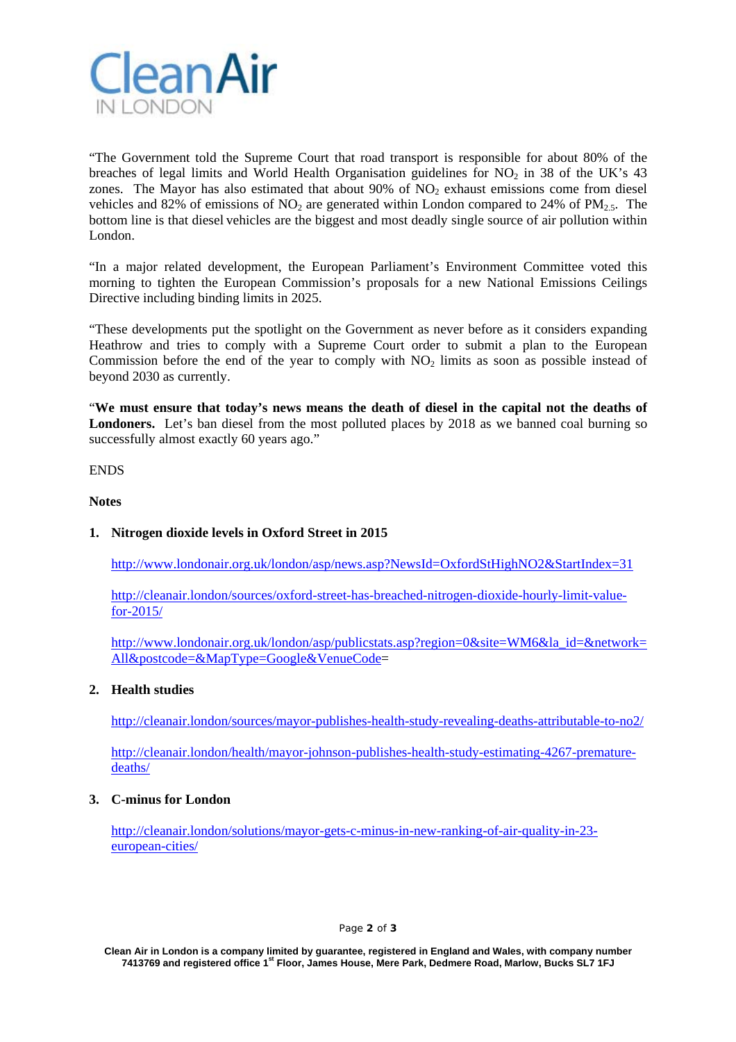"The Government told the Supreme Court that road transport is responsible for about 80% of the breaches of legal limits and World Health Organisation guidelines for $NO_2$ in 38 of the UK's 43 zones. The Mayor has also estimated that about 90% of $NO_2$ exhaust emissions come from diesel vehicles and 82% of emissions of $NO_2$ are generated within London compared to 24% of $PM_{2.5}$. The bottom line is that diesel vehicles are the biggest and most deadly single source of air pollution within London.

"In a major related development, the European Parliament's Environment Committee voted this morning to tighten the European Commission's proposals for a new National Emissions Ceilings Directive including binding limits in 2025.

"These developments put the spotlight on the Government as never before as it considers expanding Heathrow and tries to comply with a Supreme Court order to submit a plan to the European Commission before the end of the year to comply with $NO_2$ limits as soon as possible instead of beyond 2030 as currently.

"**We must ensure that today's news means the death of diesel in the capital not the deaths of Londoners.** Let's ban diesel from the most polluted places by 2018 as we banned coal burning so successfully almost exactly 60 years ago."

ENDS

**Notes**

1. **Nitrogen dioxide levels in Oxford Street in 2015**

   http://www.londonair.org.uk/london/asp/news.asp?NewsId=OxfordStHighNO2&StartIndex=31

   http://cleanair.london/sources/oxford-street-has-breached-nitrogen-dioxide-hourly-limit-value-for-2015/

   http://www.londonair.org.uk/london/asp/publicstats.asp?region=0&site=WM6&la_id=&network=All&postcode=&MapType=Google&VenueCode=

2. **Health studies**

   http://cleanair.london/sources/mayor-publishes-health-study-revealing-deaths-attributable-to-no2/

   http://cleanair.london/health/mayor-johnson-publishes-health-study-estimating-4267-premature-deaths/

3. **C-minus for London**

   http://cleanair.london/solutions/mayor-gets-c-minus-in-new-ranking-of-air-quality-in-23-european-cities/

Clean Air in London is a company limited by guarantee, registered in England and Wales, with company number 7413769 and registered office 1st Floor, James House, Mere Park, Dedmere Road, Marlow, Bucks SL7 1FJ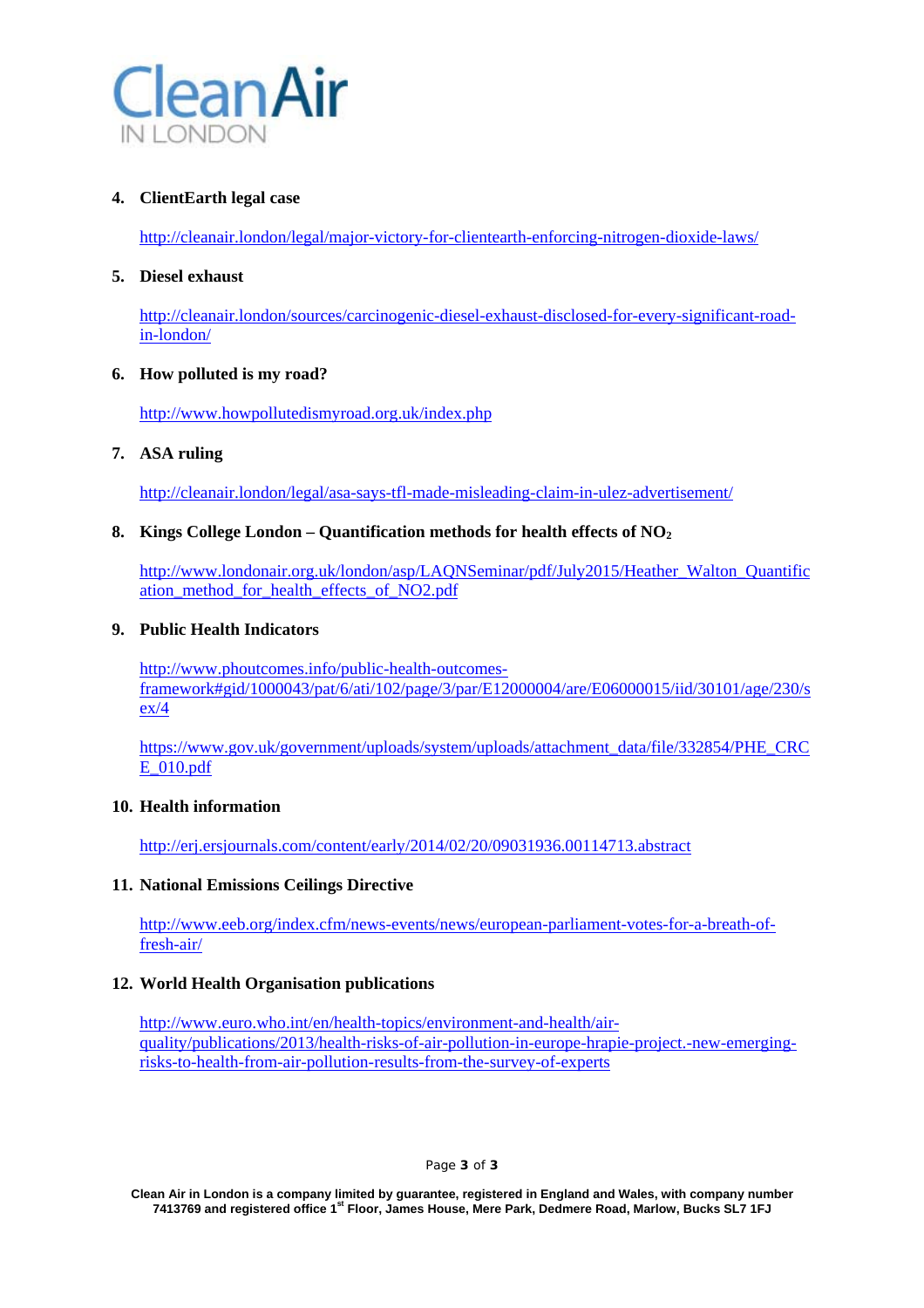4. **ClientEarth legal case**

   http://cleanair.london/legal/major-victory-for-clientearth-enforcing-nitrogen-dioxide-laws/

5. **Diesel exhaust**

   http://cleanair.london/sources/carcinogenic-diesel-exhaust-disclosed-for-every-significant-road-in-london/

6. **How polluted is my road?**

   http://www.howpollutedismyroad.org.uk/index.php

7. **ASA ruling**

   http://cleanair.london/legal/asa-says-tfl-made-misleading-claim-in-ulez-advertisement/

8. **Kings College London – Quantification methods for health effects of $NO_2$**

   http://www.londonair.org.uk/london/asp/LAQNSeminar/pdf/July2015/Heather_Walton_Quantification_method_for_health_effects_of_NO2.pdf

9. **Public Health Indicators**

   http://www.phoutcomes.info/public-health-outcomes-framework#gid/1000043/pat/6/ati/102/page/3/par/E12000004/are/E06000015/iid/30101/age/230/sex/4

   https://www.gov.uk/government/uploads/system/uploads/attachment_data/file/332854/PHE_CRCE_010.pdf

10. **Health information**

    http://erj.ersjournals.com/content/early/2014/02/20/09031936.00114713.abstract

11. **National Emissions Ceilings Directive**

    http://www.eeb.org/index.cfm/news-events/news/european-parliament-votes-for-a-breath-of-fresh-air/

12. **World Health Organisation publications**

    http://www.euro.who.int/en/health-topics/environment-and-health/air-quality/publications/2013/health-risks-of-air-pollution-in-europe-hrapie-project.-new-emerging-risks-to-health-from-air-pollution-results-from-the-survey-of-experts

**Clean Air in London is a company limited by guarantee, registered in England and Wales, with company number 7413769 and registered office 1st Floor, James House, Mere Park, Dedmere Road, Marlow, Bucks SL7 1FJ**